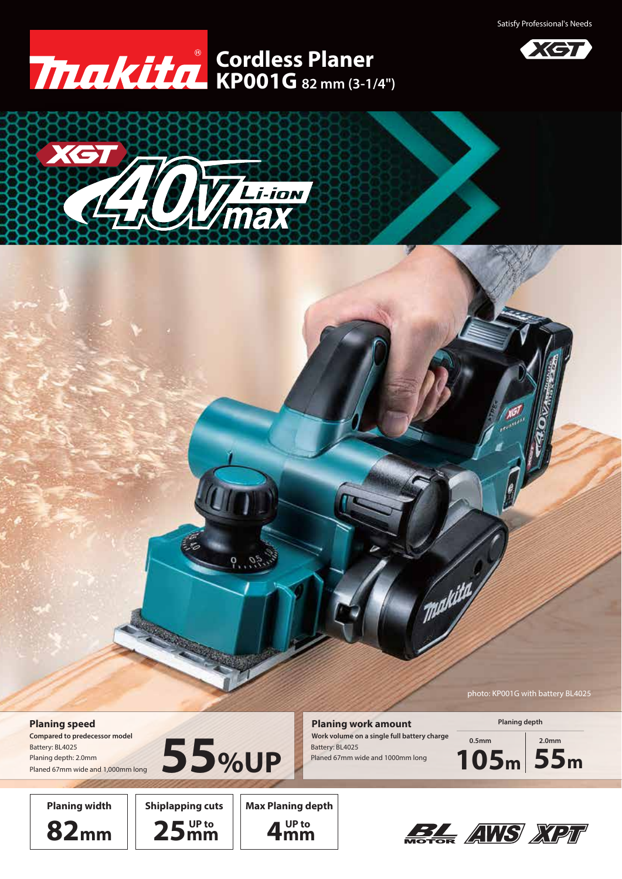Satisfy Professional's Needs

# Cordless Planer KP001G 82 mm (3-1/4")

XGT 40V max Li-ion

photo: KP001G with battery BL4025

## Planing speed

**Compared to predecessor model**
Battery: BL4025
Planing depth: 2.0mm
Planed 67mm wide and 1,000mm long

**55%UP**

## Planing work amount

**Work volume on a single full battery charge**
Battery: BL4025
Planed 67mm wide and 1000mm long

| Planing depth | |
|---|---|
| 0.5mm | 2.0mm |
| 105m | 55m |

| Planing width | Shiplapping cuts | Max Planing depth |
|---|---|---|
| 82mm | UP to 25mm | UP to 4mm |

BL MOTOR AWS XPT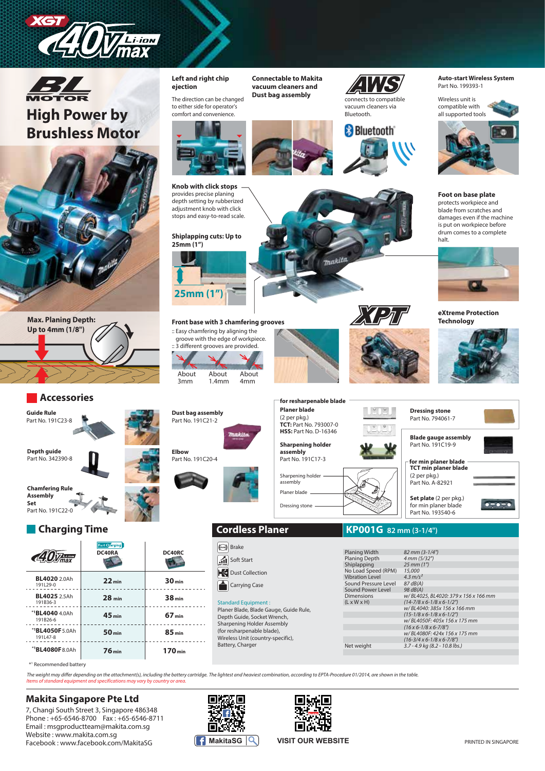XGT 40Vmax Li-ion

BL MOTOR

## High Power by Brushless Motor

**Max. Planing Depth: Up to 4mm (1/8")**

**Left and right chip ejection**

The direction can be changed to either side for operator's comfort and convenience.

**Connectable to Makita vacuum cleaners and Dust bag assembly**

AWS

connects to compatible vacuum cleaners via Bluetooth.

Bluetooth

**Auto-start Wireless System**
Part No. 199393-1

Wireless unit is compatible with all supported tools

**Knob with click stops** provides precise planing depth setting by rubberized adjustment knob with click stops and easy-to-read scale.

**Shiplapping cuts: Up to 25mm (1")**

25mm (1")

**Foot on base plate** protects workpiece and blade from scratches and damages even if the machine is put on workpiece before drum comes to a complete halt.

**Front base with 3 chamfering grooves**

:: Easy chamfering by aligning the groove with the edge of workpiece.
:: 3 different grooves are provided.

About 3mm | About 1.4mm | About 4mm

XPT

**eXtreme Protection Technology**

## Accessories

**Guide Rule**
Part No. 191C23-8

**Depth guide**
Part No. 342390-8

**Chamfering Rule Assembly Set**
Part No. 191C22-0

**Dust bag assembly**
Part No. 191C21-2

**Elbow**
Part No. 191C20-4

**for resharpenable blade**

**Planer blade**
(2 per pkg.)
**TCT:** Part No. 793007-0
**HSS:** Part No. D-16346

**Sharpening holder assembly**
Part No. 191C17-3

Sharpening holder assembly
Planer blade
Dressing stone

**Dressing stone**
Part No. 794061-7

**Blade gauge assembly**
Part No. 191C19-9

**for min planer blade**

**TCT min planer blade**
(2 per pkg.)
Part No. A-82921

**Set plate** (2 per pkg.)
for min planer blade
Part No. 193540-6

## Charging Time

| 40Vmax Li-ion | DC40RA (Fast Charging) | DC40RC |
|---|---|---|
| **BL4020** 2.0Ah 191L29-0 | **22** min | **30** min |
| **BL4025** 2.5Ah 191B36-3 | **28** min | **38** min |
| *1**BL4040** 4.0Ah 191B26-6 | **45** min | **67** min |
| *1**BL4050F** 5.0Ah 191L47-8 | **50** min | **85** min |
| *1**BL4080F** 8.0Ah | **76** min | **170** min |

*1 Recommended battery

## Cordless Planer

## KP001G 82 mm (3-1/4")

- Brake
- Soft Start
- Dust Collection
- Carrying Case

Standard Equipment :
Planer Blade, Blade Gauge, Guide Rule, Depth Guide, Socket Wrench, Sharpening Holder Assembly (for resharpenable blade), Wireless Unit (country-specific), Battery, Charger

| | |
|---|---|
| Planing Width | 82 mm (3-1/4") |
| Planing Depth | 4 mm (5/32") |
| Shiplapping | 25 mm (1") |
| No Load Speed (RPM) | 15,000 |
| Vibration Level | 4.3 m/s² |
| Sound Pressure Level | 87 dB(A) |
| Sound Power Level | 98 dB(A) |
| Dimensions (L x W x H) | w/ BL4025, BL4020: 379 x 156 x 166 mm (14-7/8 x 6-1/8 x 6-1/2") |
| | w/ BL4040: 385x 156 x 166 mm (15-1/8 x 6-1/8 x 6-1/2") |
| | w/ BL4050F: 405 x 156 x 175 mm (16 x 6-1/8 x 6-7/8") |
| | w/ BL4080F: 424x 156 x 175 mm (16-3/4 x 6-1/8 x 6-7/8") |
| Net weight | 3.7 - 4.9 kg (8.2 - 10.8 lbs.) |

*The weight may differ depending on the attachment(s), including the battery cartridge. The lightest and heaviest combination, according to EPTA-Procedure 01/2014, are shown in the table.*
*Items of standard equipment and specifications may vary by country or area.*

## Makita Singapore Pte Ltd

7, Changi South Street 3, Singapore 486348
Phone : +65-6546-8700 Fax : +65-6546-8711
Email : msgproductteam@makita.com.sg
Website : www.makita.com.sg
Facebook : www.facebook.com/MakitaSG

MakitaSG

VISIT OUR WEBSITE

PRINTED IN SINGAPORE